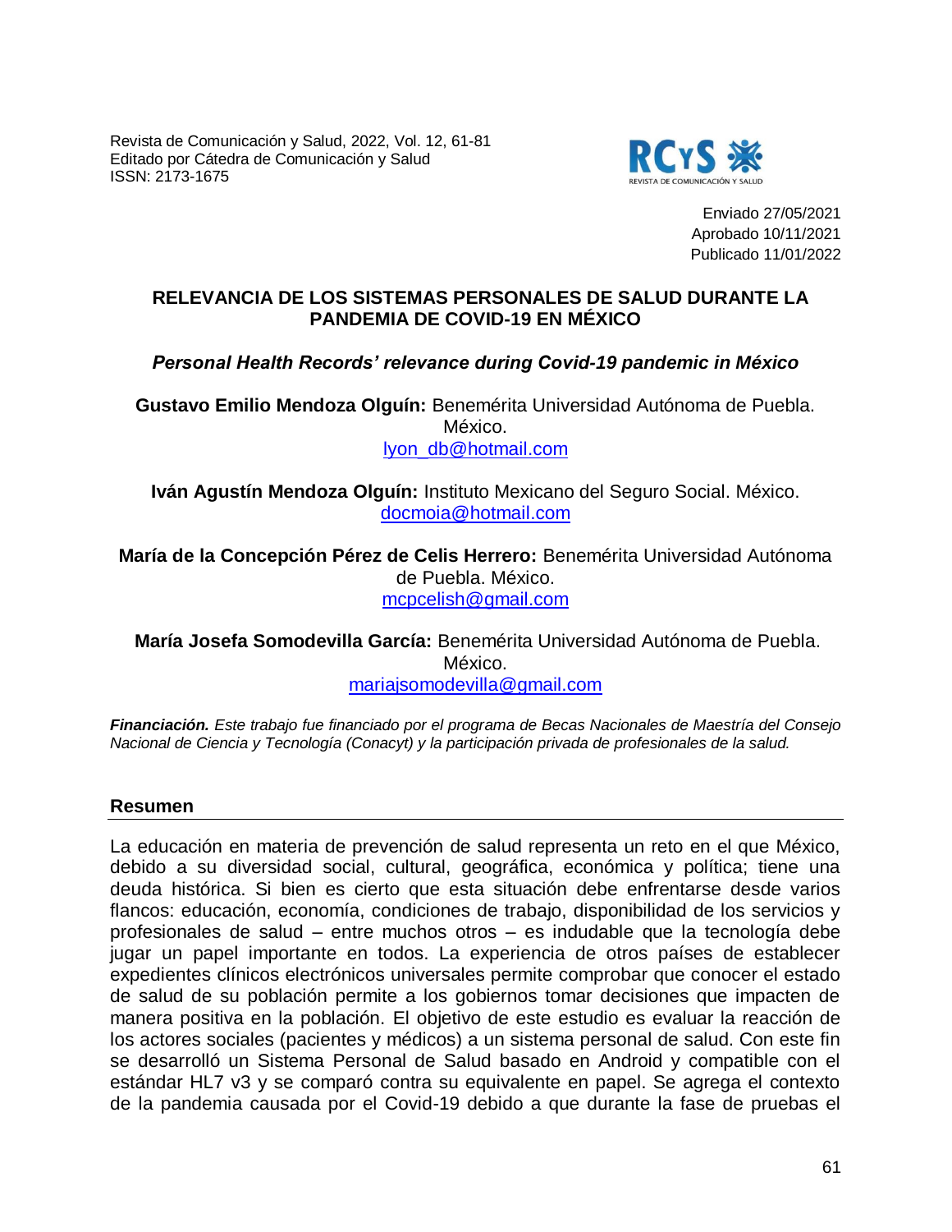Enviado 27/05/2021
Aprobado 10/11/2021
Publicado 11/01/2022

# RELEVANCIA DE LOS SISTEMAS PERSONALES DE SALUD DURANTE LA PANDEMIA DE COVID-19 EN MÉXICO

## *Personal Health Records' relevance during Covid-19 pandemic in México*

**Gustavo Emilio Mendoza Olguín:** Benemérita Universidad Autónoma de Puebla. México.
lyon_db@hotmail.com

**Iván Agustín Mendoza Olguín:** Instituto Mexicano del Seguro Social. México.
docmoia@hotmail.com

**María de la Concepción Pérez de Celis Herrero:** Benemérita Universidad Autónoma de Puebla. México.
mcpcelish@gmail.com

**María Josefa Somodevilla García:** Benemérita Universidad Autónoma de Puebla. México.
mariajsomodevilla@gmail.com

***Financiación.*** *Este trabajo fue financiado por el programa de Becas Nacionales de Maestría del Consejo Nacional de Ciencia y Tecnología (Conacyt) y la participación privada de profesionales de la salud.*

## Resumen

La educación en materia de prevención de salud representa un reto en el que México, debido a su diversidad social, cultural, geográfica, económica y política; tiene una deuda histórica. Si bien es cierto que esta situación debe enfrentarse desde varios flancos: educación, economía, condiciones de trabajo, disponibilidad de los servicios y profesionales de salud – entre muchos otros – es indudable que la tecnología debe jugar un papel importante en todos. La experiencia de otros países de establecer expedientes clínicos electrónicos universales permite comprobar que conocer el estado de salud de su población permite a los gobiernos tomar decisiones que impacten de manera positiva en la población. El objetivo de este estudio es evaluar la reacción de los actores sociales (pacientes y médicos) a un sistema personal de salud. Con este fin se desarrolló un Sistema Personal de Salud basado en Android y compatible con el estándar HL7 v3 y se comparó contra su equivalente en papel. Se agrega el contexto de la pandemia causada por el Covid-19 debido a que durante la fase de pruebas el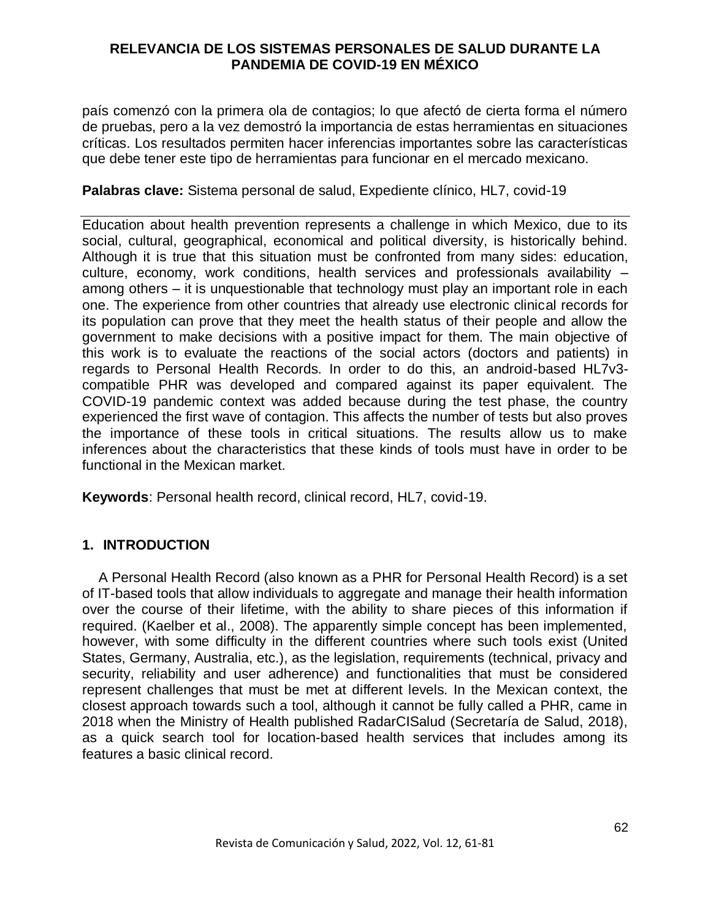país comenzó con la primera ola de contagios; lo que afectó de cierta forma el número de pruebas, pero a la vez demostró la importancia de estas herramientas en situaciones críticas. Los resultados permiten hacer inferencias importantes sobre las características que debe tener este tipo de herramientas para funcionar en el mercado mexicano.

**Palabras clave:** Sistema personal de salud, Expediente clínico, HL7, covid-19

Education about health prevention represents a challenge in which Mexico, due to its social, cultural, geographical, economical and political diversity, is historically behind. Although it is true that this situation must be confronted from many sides: education, culture, economy, work conditions, health services and professionals availability – among others – it is unquestionable that technology must play an important role in each one. The experience from other countries that already use electronic clinical records for its population can prove that they meet the health status of their people and allow the government to make decisions with a positive impact for them. The main objective of this work is to evaluate the reactions of the social actors (doctors and patients) in regards to Personal Health Records. In order to do this, an android-based HL7v3-compatible PHR was developed and compared against its paper equivalent. The COVID-19 pandemic context was added because during the test phase, the country experienced the first wave of contagion. This affects the number of tests but also proves the importance of these tools in critical situations. The results allow us to make inferences about the characteristics that these kinds of tools must have in order to be functional in the Mexican market.

**Keywords**: Personal health record, clinical record, HL7, covid-19.

## 1. INTRODUCTION

A Personal Health Record (also known as a PHR for Personal Health Record) is a set of IT-based tools that allow individuals to aggregate and manage their health information over the course of their lifetime, with the ability to share pieces of this information if required. (Kaelber et al., 2008). The apparently simple concept has been implemented, however, with some difficulty in the different countries where such tools exist (United States, Germany, Australia, etc.), as the legislation, requirements (technical, privacy and security, reliability and user adherence) and functionalities that must be considered represent challenges that must be met at different levels. In the Mexican context, the closest approach towards such a tool, although it cannot be fully called a PHR, came in 2018 when the Ministry of Health published RadarCISalud (Secretaría de Salud, 2018), as a quick search tool for location-based health services that includes among its features a basic clinical record.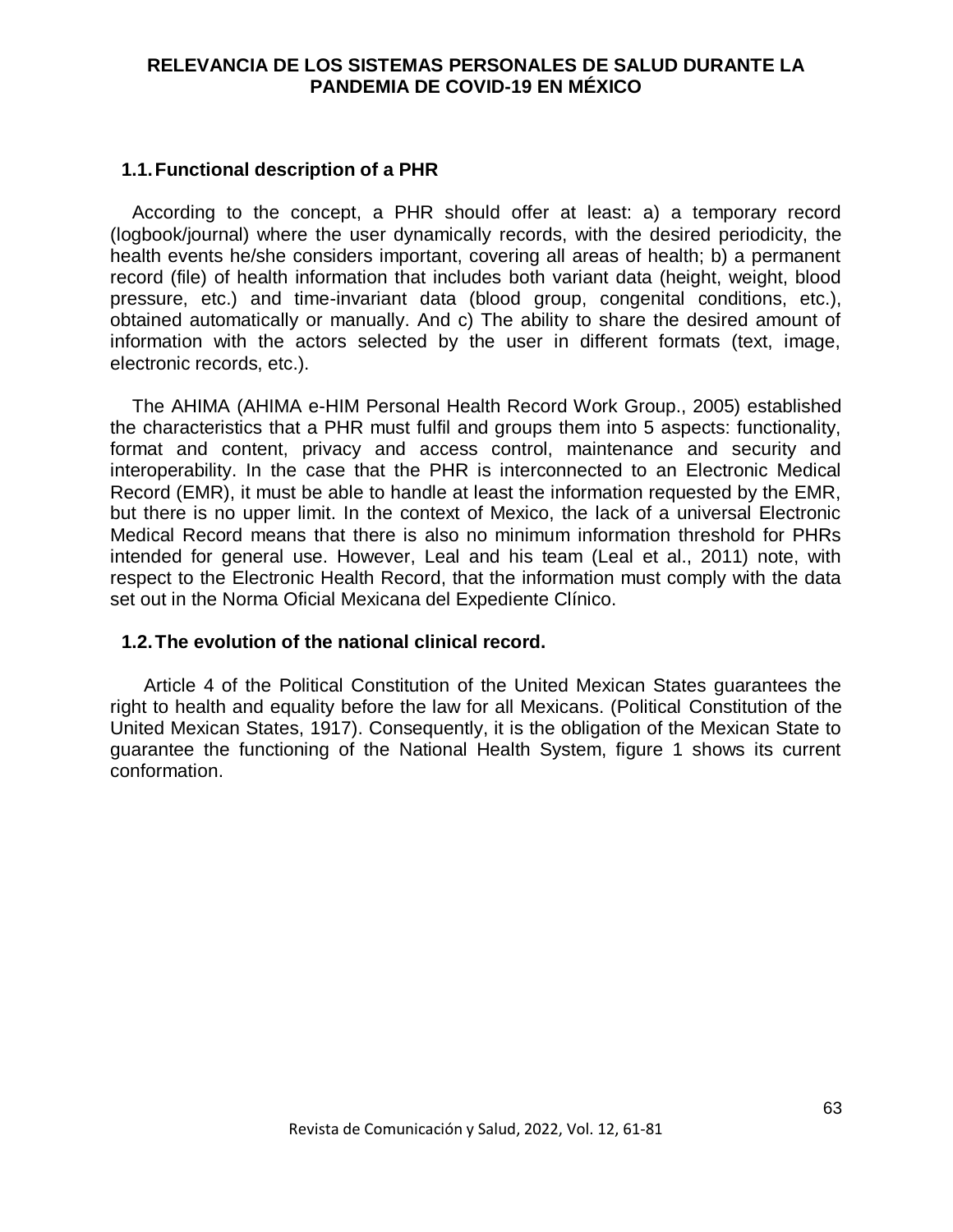## 1.1. Functional description of a PHR

According to the concept, a PHR should offer at least: a) a temporary record (logbook/journal) where the user dynamically records, with the desired periodicity, the health events he/she considers important, covering all areas of health; b) a permanent record (file) of health information that includes both variant data (height, weight, blood pressure, etc.) and time-invariant data (blood group, congenital conditions, etc.), obtained automatically or manually. And c) The ability to share the desired amount of information with the actors selected by the user in different formats (text, image, electronic records, etc.).

The AHIMA (AHIMA e-HIM Personal Health Record Work Group., 2005) established the characteristics that a PHR must fulfil and groups them into 5 aspects: functionality, format and content, privacy and access control, maintenance and security and interoperability. In the case that the PHR is interconnected to an Electronic Medical Record (EMR), it must be able to handle at least the information requested by the EMR, but there is no upper limit. In the context of Mexico, the lack of a universal Electronic Medical Record means that there is also no minimum information threshold for PHRs intended for general use. However, Leal and his team (Leal et al., 2011) note, with respect to the Electronic Health Record, that the information must comply with the data set out in the Norma Oficial Mexicana del Expediente Clínico.

## 1.2. The evolution of the national clinical record.

Article 4 of the Political Constitution of the United Mexican States guarantees the right to health and equality before the law for all Mexicans. (Political Constitution of the United Mexican States, 1917). Consequently, it is the obligation of the Mexican State to guarantee the functioning of the National Health System, figure 1 shows its current conformation.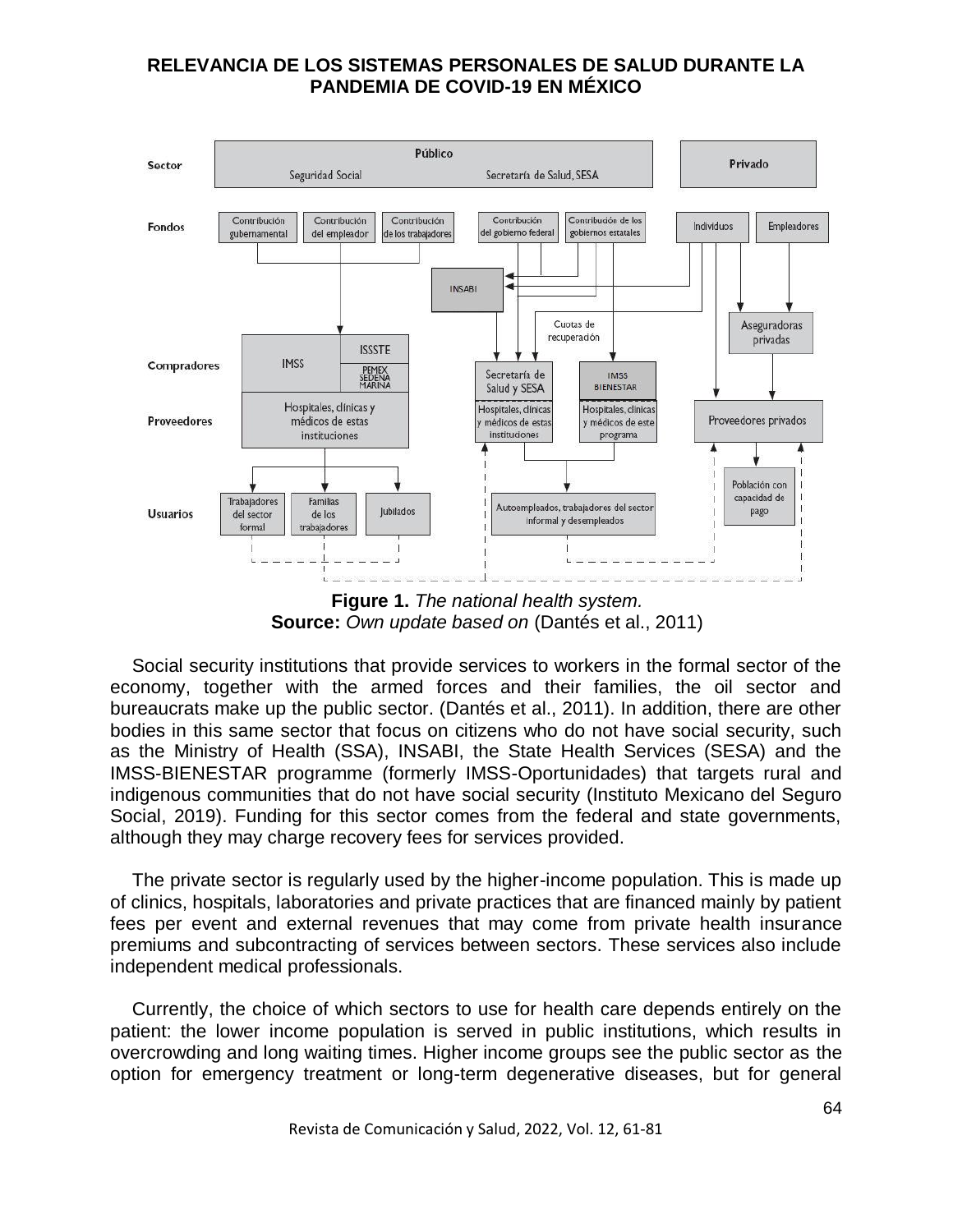**Figure 1.** *The national health system.*
**Source:** *Own update based on* (Dantés et al., 2011)

Social security institutions that provide services to workers in the formal sector of the economy, together with the armed forces and their families, the oil sector and bureaucrats make up the public sector. (Dantés et al., 2011). In addition, there are other bodies in this same sector that focus on citizens who do not have social security, such as the Ministry of Health (SSA), INSABI, the State Health Services (SESA) and the IMSS-BIENESTAR programme (formerly IMSS-Oportunidades) that targets rural and indigenous communities that do not have social security (Instituto Mexicano del Seguro Social, 2019). Funding for this sector comes from the federal and state governments, although they may charge recovery fees for services provided.

The private sector is regularly used by the higher-income population. This is made up of clinics, hospitals, laboratories and private practices that are financed mainly by patient fees per event and external revenues that may come from private health insurance premiums and subcontracting of services between sectors. These services also include independent medical professionals.

Currently, the choice of which sectors to use for health care depends entirely on the patient: the lower income population is served in public institutions, which results in overcrowding and long waiting times. Higher income groups see the public sector as the option for emergency treatment or long-term degenerative diseases, but for general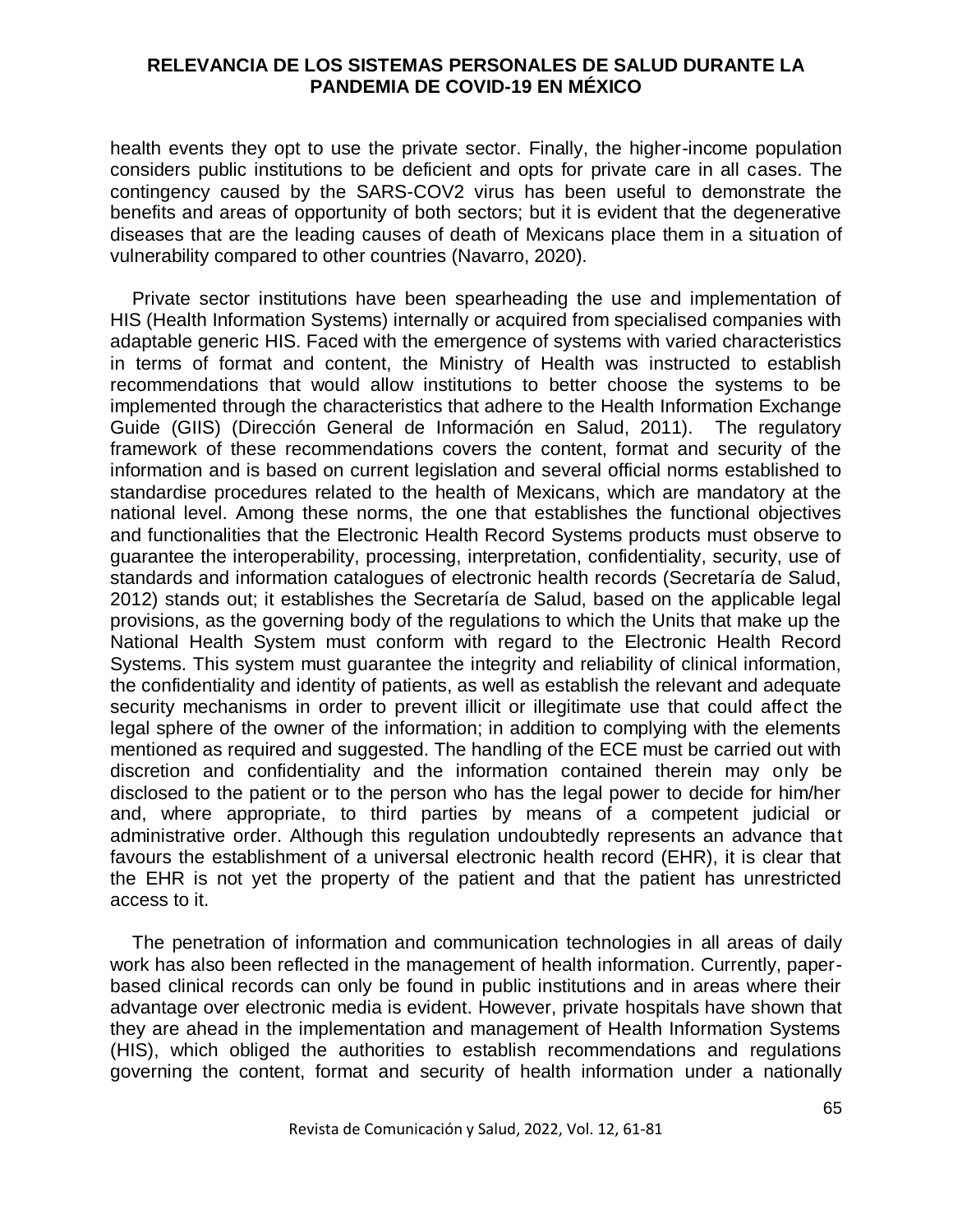health events they opt to use the private sector. Finally, the higher-income population considers public institutions to be deficient and opts for private care in all cases. The contingency caused by the SARS-COV2 virus has been useful to demonstrate the benefits and areas of opportunity of both sectors; but it is evident that the degenerative diseases that are the leading causes of death of Mexicans place them in a situation of vulnerability compared to other countries (Navarro, 2020).

Private sector institutions have been spearheading the use and implementation of HIS (Health Information Systems) internally or acquired from specialised companies with adaptable generic HIS. Faced with the emergence of systems with varied characteristics in terms of format and content, the Ministry of Health was instructed to establish recommendations that would allow institutions to better choose the systems to be implemented through the characteristics that adhere to the Health Information Exchange Guide (GIIS) (Dirección General de Información en Salud, 2011). The regulatory framework of these recommendations covers the content, format and security of the information and is based on current legislation and several official norms established to standardise procedures related to the health of Mexicans, which are mandatory at the national level. Among these norms, the one that establishes the functional objectives and functionalities that the Electronic Health Record Systems products must observe to guarantee the interoperability, processing, interpretation, confidentiality, security, use of standards and information catalogues of electronic health records (Secretaría de Salud, 2012) stands out; it establishes the Secretaría de Salud, based on the applicable legal provisions, as the governing body of the regulations to which the Units that make up the National Health System must conform with regard to the Electronic Health Record Systems. This system must guarantee the integrity and reliability of clinical information, the confidentiality and identity of patients, as well as establish the relevant and adequate security mechanisms in order to prevent illicit or illegitimate use that could affect the legal sphere of the owner of the information; in addition to complying with the elements mentioned as required and suggested. The handling of the ECE must be carried out with discretion and confidentiality and the information contained therein may only be disclosed to the patient or to the person who has the legal power to decide for him/her and, where appropriate, to third parties by means of a competent judicial or administrative order. Although this regulation undoubtedly represents an advance that favours the establishment of a universal electronic health record (EHR), it is clear that the EHR is not yet the property of the patient and that the patient has unrestricted access to it.

The penetration of information and communication technologies in all areas of daily work has also been reflected in the management of health information. Currently, paper-based clinical records can only be found in public institutions and in areas where their advantage over electronic media is evident. However, private hospitals have shown that they are ahead in the implementation and management of Health Information Systems (HIS), which obliged the authorities to establish recommendations and regulations governing the content, format and security of health information under a nationally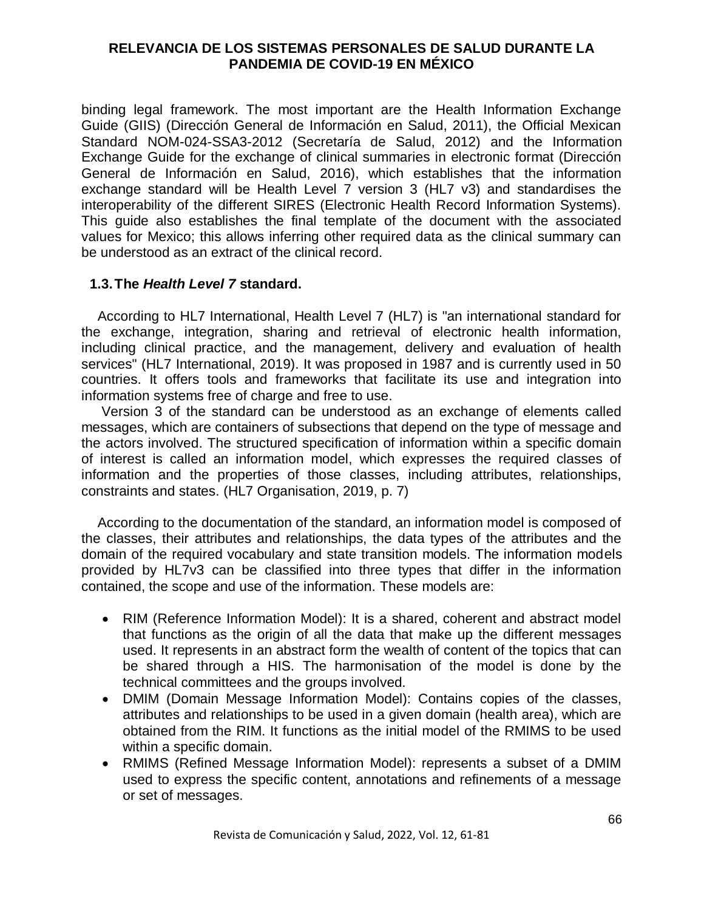binding legal framework. The most important are the Health Information Exchange Guide (GIIS) (Dirección General de Información en Salud, 2011), the Official Mexican Standard NOM-024-SSA3-2012 (Secretaría de Salud, 2012) and the Information Exchange Guide for the exchange of clinical summaries in electronic format (Dirección General de Información en Salud, 2016), which establishes that the information exchange standard will be Health Level 7 version 3 (HL7 v3) and standardises the interoperability of the different SIRES (Electronic Health Record Information Systems). This guide also establishes the final template of the document with the associated values for Mexico; this allows inferring other required data as the clinical summary can be understood as an extract of the clinical record.

### 1.3. The *Health Level 7* standard.

According to HL7 International, Health Level 7 (HL7) is "an international standard for the exchange, integration, sharing and retrieval of electronic health information, including clinical practice, and the management, delivery and evaluation of health services" (HL7 International, 2019). It was proposed in 1987 and is currently used in 50 countries. It offers tools and frameworks that facilitate its use and integration into information systems free of charge and free to use.

Version 3 of the standard can be understood as an exchange of elements called messages, which are containers of subsections that depend on the type of message and the actors involved. The structured specification of information within a specific domain of interest is called an information model, which expresses the required classes of information and the properties of those classes, including attributes, relationships, constraints and states. (HL7 Organisation, 2019, p. 7)

According to the documentation of the standard, an information model is composed of the classes, their attributes and relationships, the data types of the attributes and the domain of the required vocabulary and state transition models. The information models provided by HL7v3 can be classified into three types that differ in the information contained, the scope and use of the information. These models are:

- RIM (Reference Information Model): It is a shared, coherent and abstract model that functions as the origin of all the data that make up the different messages used. It represents in an abstract form the wealth of content of the topics that can be shared through a HIS. The harmonisation of the model is done by the technical committees and the groups involved.
- DMIM (Domain Message Information Model): Contains copies of the classes, attributes and relationships to be used in a given domain (health area), which are obtained from the RIM. It functions as the initial model of the RMIMS to be used within a specific domain.
- RMIMS (Refined Message Information Model): represents a subset of a DMIM used to express the specific content, annotations and refinements of a message or set of messages.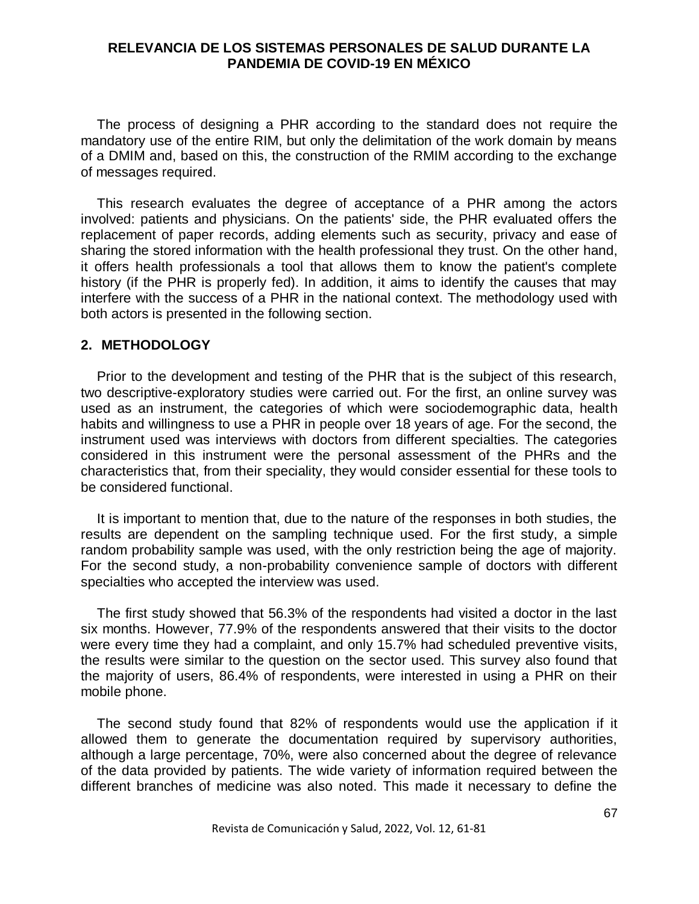The process of designing a PHR according to the standard does not require the mandatory use of the entire RIM, but only the delimitation of the work domain by means of a DMIM and, based on this, the construction of the RMIM according to the exchange of messages required.

This research evaluates the degree of acceptance of a PHR among the actors involved: patients and physicians. On the patients' side, the PHR evaluated offers the replacement of paper records, adding elements such as security, privacy and ease of sharing the stored information with the health professional they trust. On the other hand, it offers health professionals a tool that allows them to know the patient's complete history (if the PHR is properly fed). In addition, it aims to identify the causes that may interfere with the success of a PHR in the national context. The methodology used with both actors is presented in the following section.

## 2. METHODOLOGY

Prior to the development and testing of the PHR that is the subject of this research, two descriptive-exploratory studies were carried out. For the first, an online survey was used as an instrument, the categories of which were sociodemographic data, health habits and willingness to use a PHR in people over 18 years of age. For the second, the instrument used was interviews with doctors from different specialties. The categories considered in this instrument were the personal assessment of the PHRs and the characteristics that, from their speciality, they would consider essential for these tools to be considered functional.

It is important to mention that, due to the nature of the responses in both studies, the results are dependent on the sampling technique used. For the first study, a simple random probability sample was used, with the only restriction being the age of majority. For the second study, a non-probability convenience sample of doctors with different specialties who accepted the interview was used.

The first study showed that 56.3% of the respondents had visited a doctor in the last six months. However, 77.9% of the respondents answered that their visits to the doctor were every time they had a complaint, and only 15.7% had scheduled preventive visits, the results were similar to the question on the sector used. This survey also found that the majority of users, 86.4% of respondents, were interested in using a PHR on their mobile phone.

The second study found that 82% of respondents would use the application if it allowed them to generate the documentation required by supervisory authorities, although a large percentage, 70%, were also concerned about the degree of relevance of the data provided by patients. The wide variety of information required between the different branches of medicine was also noted. This made it necessary to define the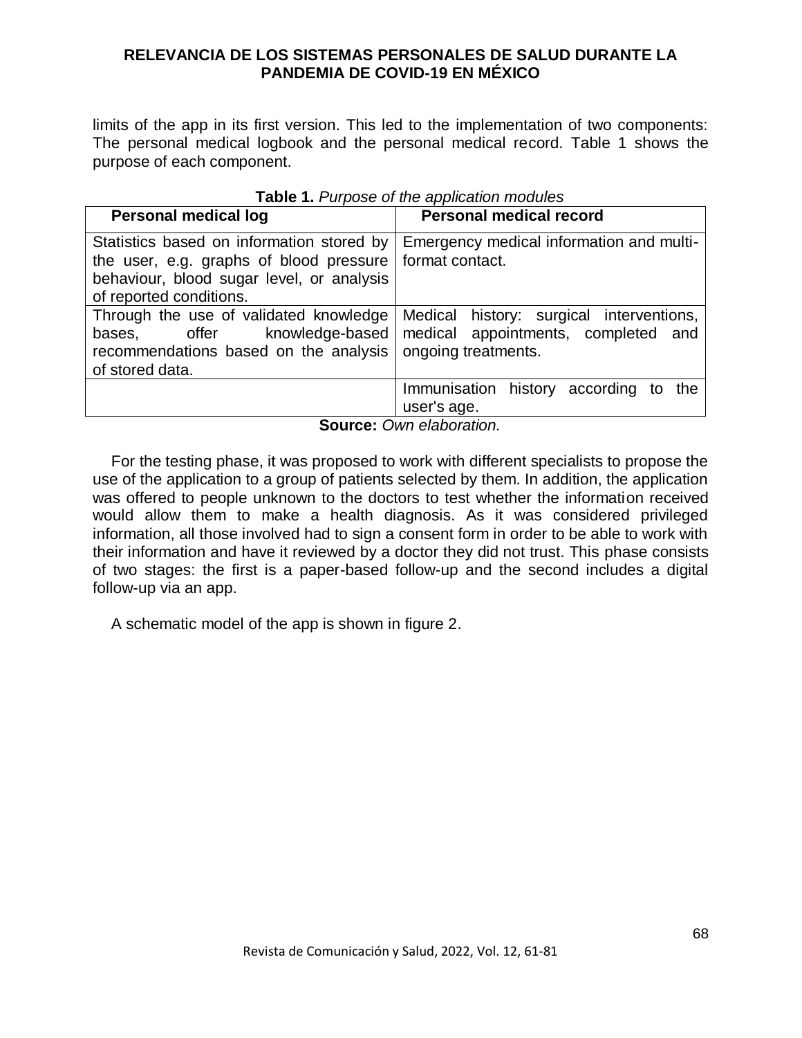limits of the app in its first version. This led to the implementation of two components: The personal medical logbook and the personal medical record. Table 1 shows the purpose of each component.

**Table 1.** *Purpose of the application modules*

| Personal medical log | Personal medical record |
|---|---|
| Statistics based on information stored by the user, e.g. graphs of blood pressure behaviour, blood sugar level, or analysis of reported conditions. | Emergency medical information and multi-format contact. |
| Through the use of validated knowledge bases, offer knowledge-based recommendations based on the analysis of stored data. | Medical history: surgical interventions, medical appointments, completed and ongoing treatments. |
| | Immunisation history according to the user's age. |

**Source:** *Own elaboration.*

For the testing phase, it was proposed to work with different specialists to propose the use of the application to a group of patients selected by them. In addition, the application was offered to people unknown to the doctors to test whether the information received would allow them to make a health diagnosis. As it was considered privileged information, all those involved had to sign a consent form in order to be able to work with their information and have it reviewed by a doctor they did not trust. This phase consists of two stages: the first is a paper-based follow-up and the second includes a digital follow-up via an app.

A schematic model of the app is shown in figure 2.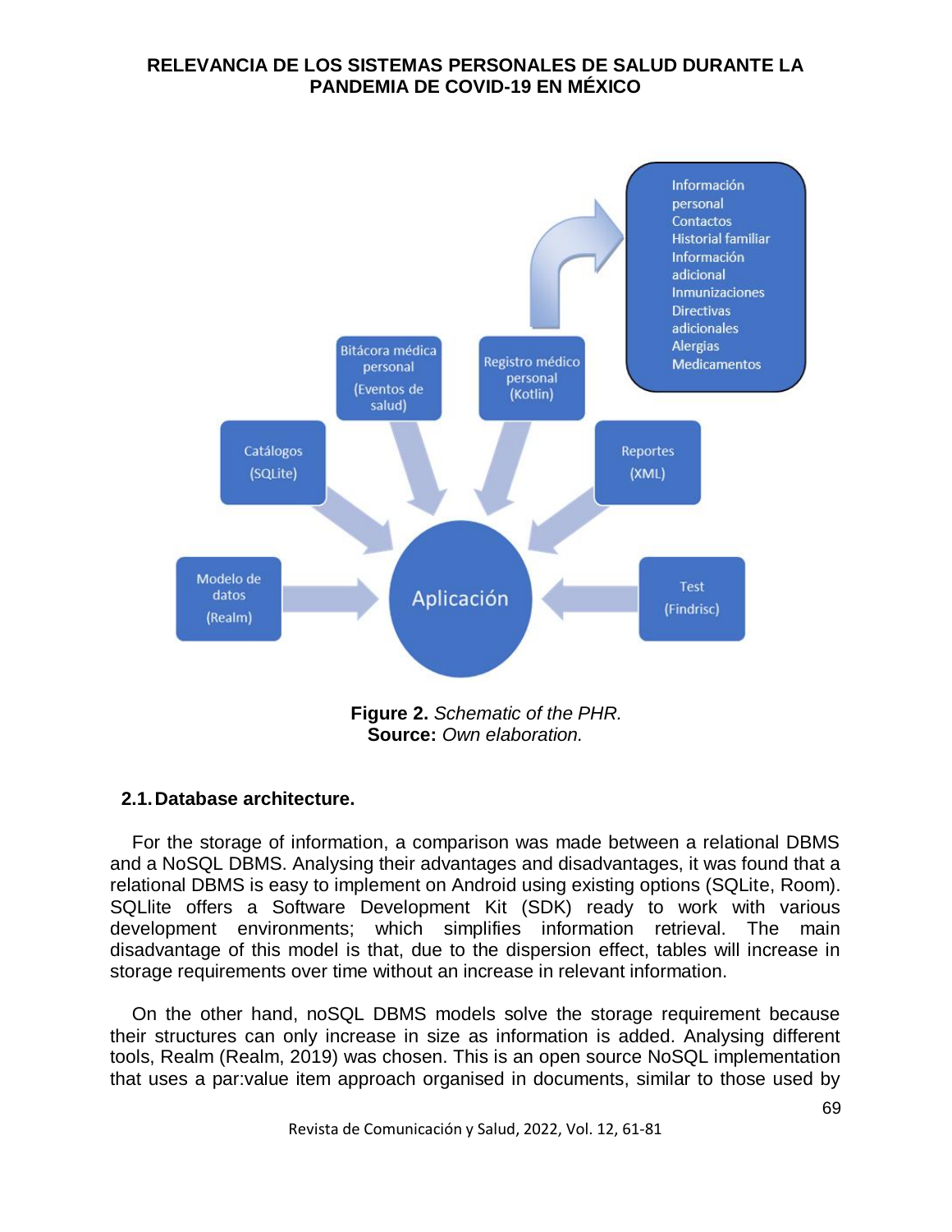**Figure 2.** *Schematic of the PHR.*
**Source:** *Own elaboration.*

### 2.1. Database architecture.

For the storage of information, a comparison was made between a relational DBMS and a NoSQL DBMS. Analysing their advantages and disadvantages, it was found that a relational DBMS is easy to implement on Android using existing options (SQLite, Room). SQLlite offers a Software Development Kit (SDK) ready to work with various development environments; which simplifies information retrieval. The main disadvantage of this model is that, due to the dispersion effect, tables will increase in storage requirements over time without an increase in relevant information.

On the other hand, noSQL DBMS models solve the storage requirement because their structures can only increase in size as information is added. Analysing different tools, Realm (Realm, 2019) was chosen. This is an open source NoSQL implementation that uses a par:value item approach organised in documents, similar to those used by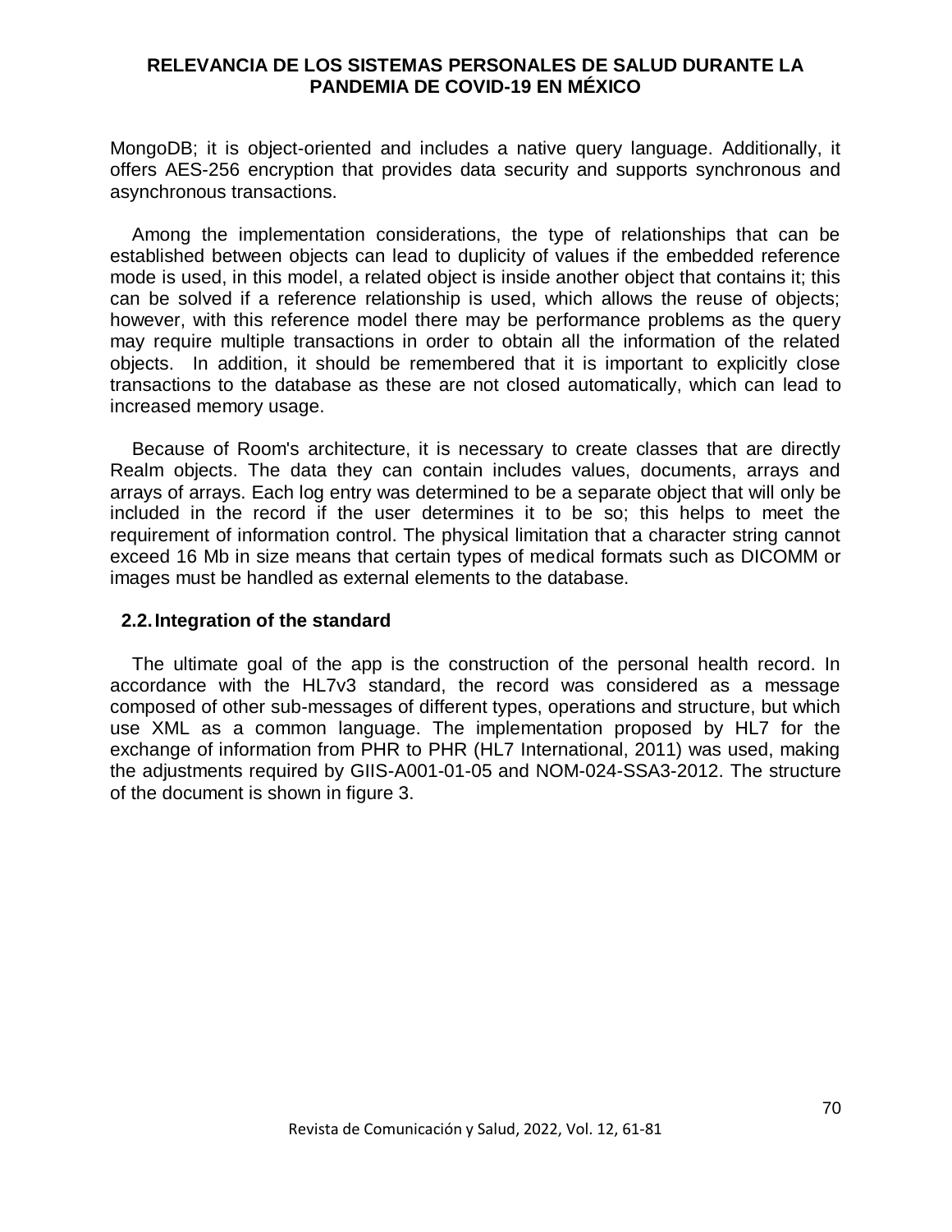MongoDB; it is object-oriented and includes a native query language. Additionally, it offers AES-256 encryption that provides data security and supports synchronous and asynchronous transactions.

Among the implementation considerations, the type of relationships that can be established between objects can lead to duplicity of values if the embedded reference mode is used, in this model, a related object is inside another object that contains it; this can be solved if a reference relationship is used, which allows the reuse of objects; however, with this reference model there may be performance problems as the query may require multiple transactions in order to obtain all the information of the related objects. In addition, it should be remembered that it is important to explicitly close transactions to the database as these are not closed automatically, which can lead to increased memory usage.

Because of Room's architecture, it is necessary to create classes that are directly Realm objects. The data they can contain includes values, documents, arrays and arrays of arrays. Each log entry was determined to be a separate object that will only be included in the record if the user determines it to be so; this helps to meet the requirement of information control. The physical limitation that a character string cannot exceed 16 Mb in size means that certain types of medical formats such as DICOMM or images must be handled as external elements to the database.

## 2.2. Integration of the standard

The ultimate goal of the app is the construction of the personal health record. In accordance with the HL7v3 standard, the record was considered as a message composed of other sub-messages of different types, operations and structure, but which use XML as a common language. The implementation proposed by HL7 for the exchange of information from PHR to PHR (HL7 International, 2011) was used, making the adjustments required by GIIS-A001-01-05 and NOM-024-SSA3-2012. The structure of the document is shown in figure 3.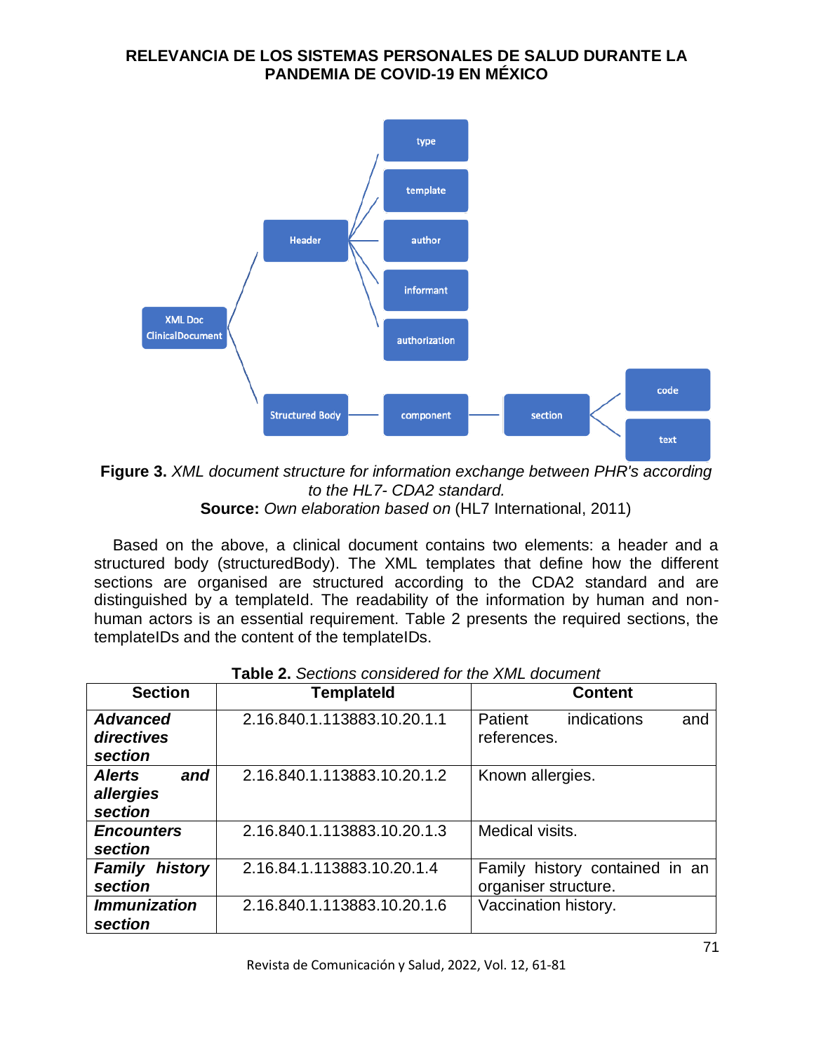**Figure 3.** *XML document structure for information exchange between PHR's according to the HL7- CDA2 standard.*
**Source:** *Own elaboration based on* (HL7 International, 2011)

Based on the above, a clinical document contains two elements: a header and a structured body (structuredBody). The XML templates that define how the different sections are organised are structured according to the CDA2 standard and are distinguished by a templateId. The readability of the information by human and non-human actors is an essential requirement. Table 2 presents the required sections, the templateIDs and the content of the templateIDs.

**Table 2.** *Sections considered for the XML document*

| Section | TemplateId | Content |
|---|---|---|
| ***Advanced directives section*** | 2.16.840.1.113883.10.20.1.1 | Patient indications and references. |
| ***Alerts and allergies section*** | 2.16.840.1.113883.10.20.1.2 | Known allergies. |
| ***Encounters section*** | 2.16.840.1.113883.10.20.1.3 | Medical visits. |
| ***Family history section*** | 2.16.84.1.113883.10.20.1.4 | Family history contained in an organiser structure. |
| ***Immunization section*** | 2.16.840.1.113883.10.20.1.6 | Vaccination history. |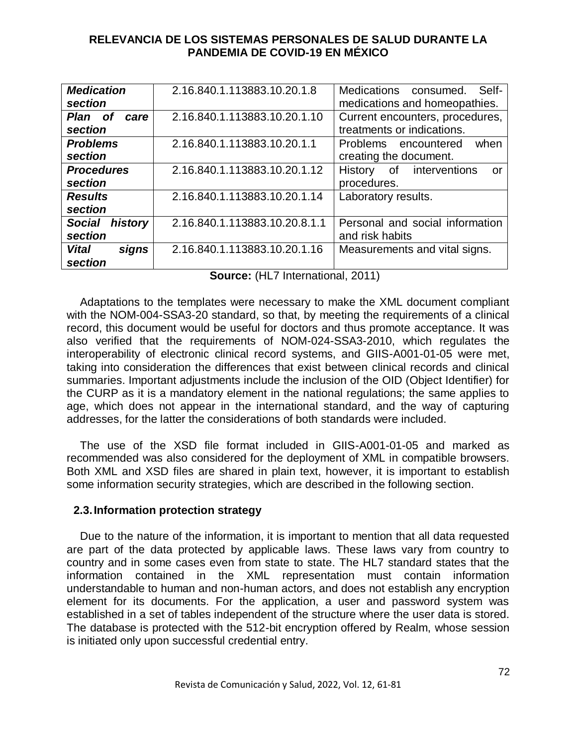| *Medication section* | 2.16.840.1.113883.10.20.1.8 | Medications consumed. Self-medications and homeopathies. |
|---|---|---|
| *Plan of care section* | 2.16.840.1.113883.10.20.1.10 | Current encounters, procedures, treatments or indications. |
| *Problems section* | 2.16.840.1.113883.10.20.1.1 | Problems encountered when creating the document. |
| *Procedures section* | 2.16.840.1.113883.10.20.1.12 | History of interventions or procedures. |
| *Results section* | 2.16.840.1.113883.10.20.1.14 | Laboratory results. |
| *Social history section* | 2.16.840.1.113883.10.20.8.1.1 | Personal and social information and risk habits |
| *Vital signs section* | 2.16.840.1.113883.10.20.1.16 | Measurements and vital signs. |

**Source:** (HL7 International, 2011)

Adaptations to the templates were necessary to make the XML document compliant with the NOM-004-SSA3-20 standard, so that, by meeting the requirements of a clinical record, this document would be useful for doctors and thus promote acceptance. It was also verified that the requirements of NOM-024-SSA3-2010, which regulates the interoperability of electronic clinical record systems, and GIIS-A001-01-05 were met, taking into consideration the differences that exist between clinical records and clinical summaries. Important adjustments include the inclusion of the OID (Object Identifier) for the CURP as it is a mandatory element in the national regulations; the same applies to age, which does not appear in the international standard, and the way of capturing addresses, for the latter the considerations of both standards were included.

The use of the XSD file format included in GIIS-A001-01-05 and marked as recommended was also considered for the deployment of XML in compatible browsers. Both XML and XSD files are shared in plain text, however, it is important to establish some information security strategies, which are described in the following section.

### 2.3. Information protection strategy

Due to the nature of the information, it is important to mention that all data requested are part of the data protected by applicable laws. These laws vary from country to country and in some cases even from state to state. The HL7 standard states that the information contained in the XML representation must contain information understandable to human and non-human actors, and does not establish any encryption element for its documents. For the application, a user and password system was established in a set of tables independent of the structure where the user data is stored. The database is protected with the 512-bit encryption offered by Realm, whose session is initiated only upon successful credential entry.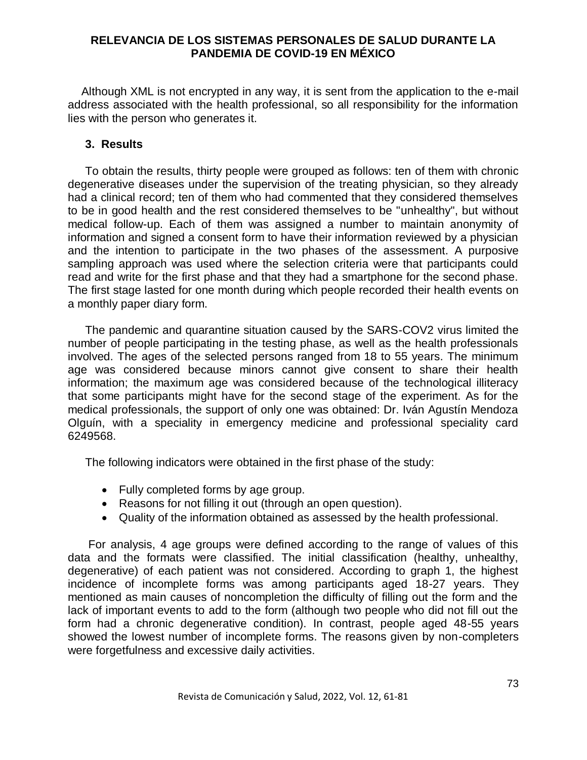Although XML is not encrypted in any way, it is sent from the application to the e-mail address associated with the health professional, so all responsibility for the information lies with the person who generates it.

## 3. Results

To obtain the results, thirty people were grouped as follows: ten of them with chronic degenerative diseases under the supervision of the treating physician, so they already had a clinical record; ten of them who had commented that they considered themselves to be in good health and the rest considered themselves to be "unhealthy", but without medical follow-up. Each of them was assigned a number to maintain anonymity of information and signed a consent form to have their information reviewed by a physician and the intention to participate in the two phases of the assessment. A purposive sampling approach was used where the selection criteria were that participants could read and write for the first phase and that they had a smartphone for the second phase. The first stage lasted for one month during which people recorded their health events on a monthly paper diary form.

The pandemic and quarantine situation caused by the SARS-COV2 virus limited the number of people participating in the testing phase, as well as the health professionals involved. The ages of the selected persons ranged from 18 to 55 years. The minimum age was considered because minors cannot give consent to share their health information; the maximum age was considered because of the technological illiteracy that some participants might have for the second stage of the experiment. As for the medical professionals, the support of only one was obtained: Dr. Iván Agustín Mendoza Olguín, with a speciality in emergency medicine and professional speciality card 6249568.

The following indicators were obtained in the first phase of the study:

- Fully completed forms by age group.
- Reasons for not filling it out (through an open question).
- Quality of the information obtained as assessed by the health professional.

For analysis, 4 age groups were defined according to the range of values of this data and the formats were classified. The initial classification (healthy, unhealthy, degenerative) of each patient was not considered. According to graph 1, the highest incidence of incomplete forms was among participants aged 18-27 years. They mentioned as main causes of noncompletion the difficulty of filling out the form and the lack of important events to add to the form (although two people who did not fill out the form had a chronic degenerative condition). In contrast, people aged 48-55 years showed the lowest number of incomplete forms. The reasons given by non-completers were forgetfulness and excessive daily activities.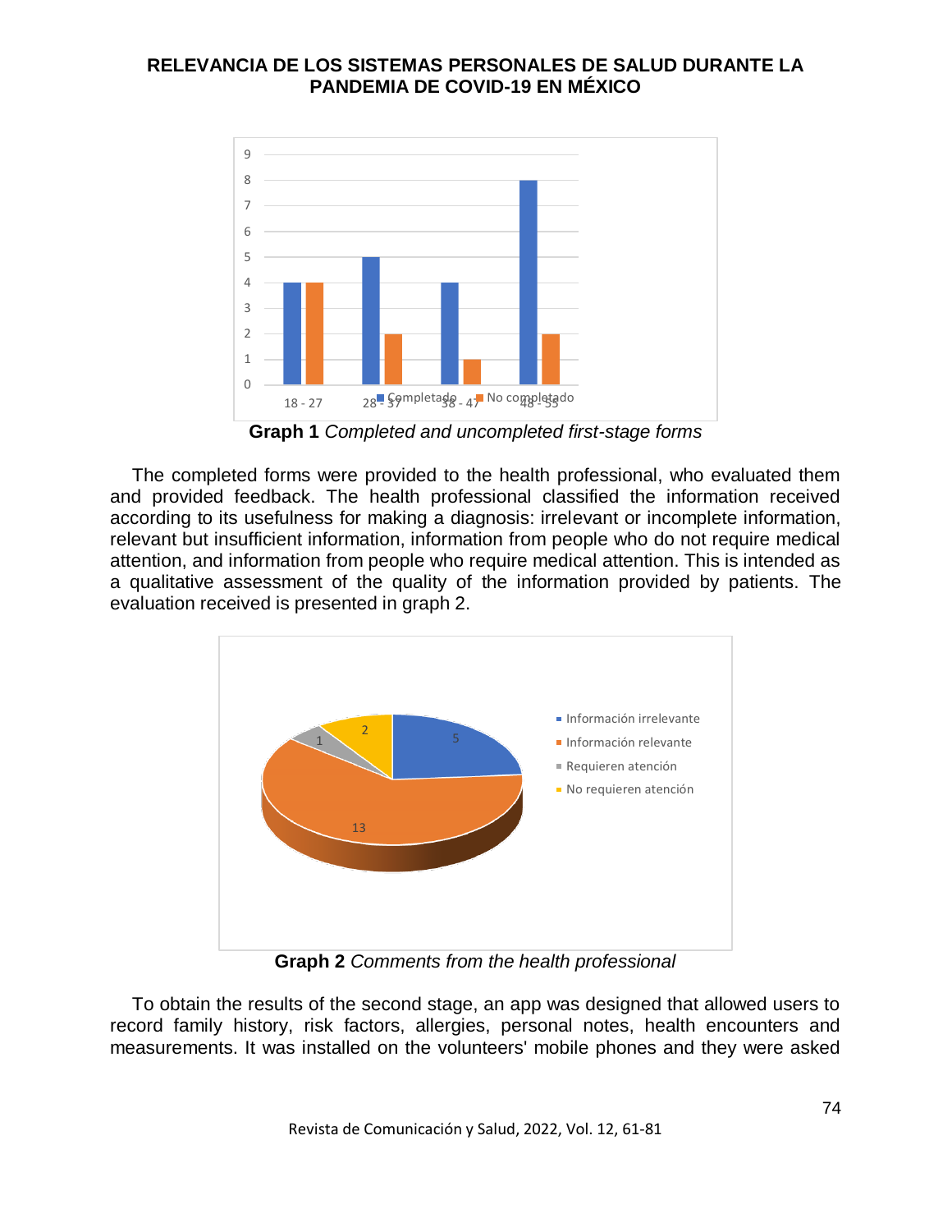**Graph 1** *Completed and uncompleted first-stage forms*

The completed forms were provided to the health professional, who evaluated them and provided feedback. The health professional classified the information received according to its usefulness for making a diagnosis: irrelevant or incomplete information, relevant but insufficient information, information from people who do not require medical attention, and information from people who require medical attention. This is intended as a qualitative assessment of the quality of the information provided by patients. The evaluation received is presented in graph 2.

**Graph 2** *Comments from the health professional*

To obtain the results of the second stage, an app was designed that allowed users to record family history, risk factors, allergies, personal notes, health encounters and measurements. It was installed on the volunteers' mobile phones and they were asked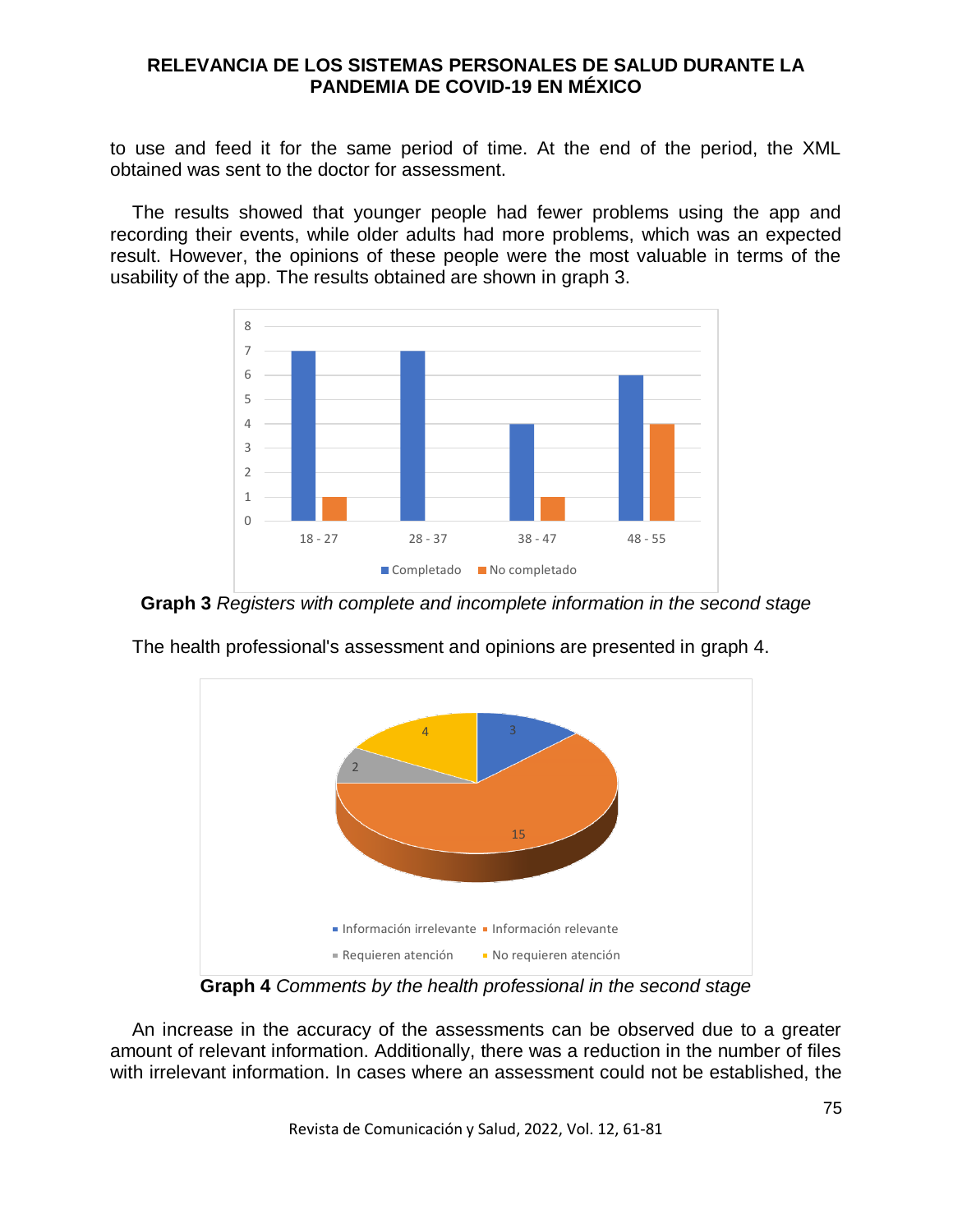to use and feed it for the same period of time. At the end of the period, the XML obtained was sent to the doctor for assessment.

The results showed that younger people had fewer problems using the app and recording their events, while older adults had more problems, which was an expected result. However, the opinions of these people were the most valuable in terms of the usability of the app. The results obtained are shown in graph 3.

**Graph 3** *Registers with complete and incomplete information in the second stage*

The health professional's assessment and opinions are presented in graph 4.

**Graph 4** *Comments by the health professional in the second stage*

An increase in the accuracy of the assessments can be observed due to a greater amount of relevant information. Additionally, there was a reduction in the number of files with irrelevant information. In cases where an assessment could not be established, the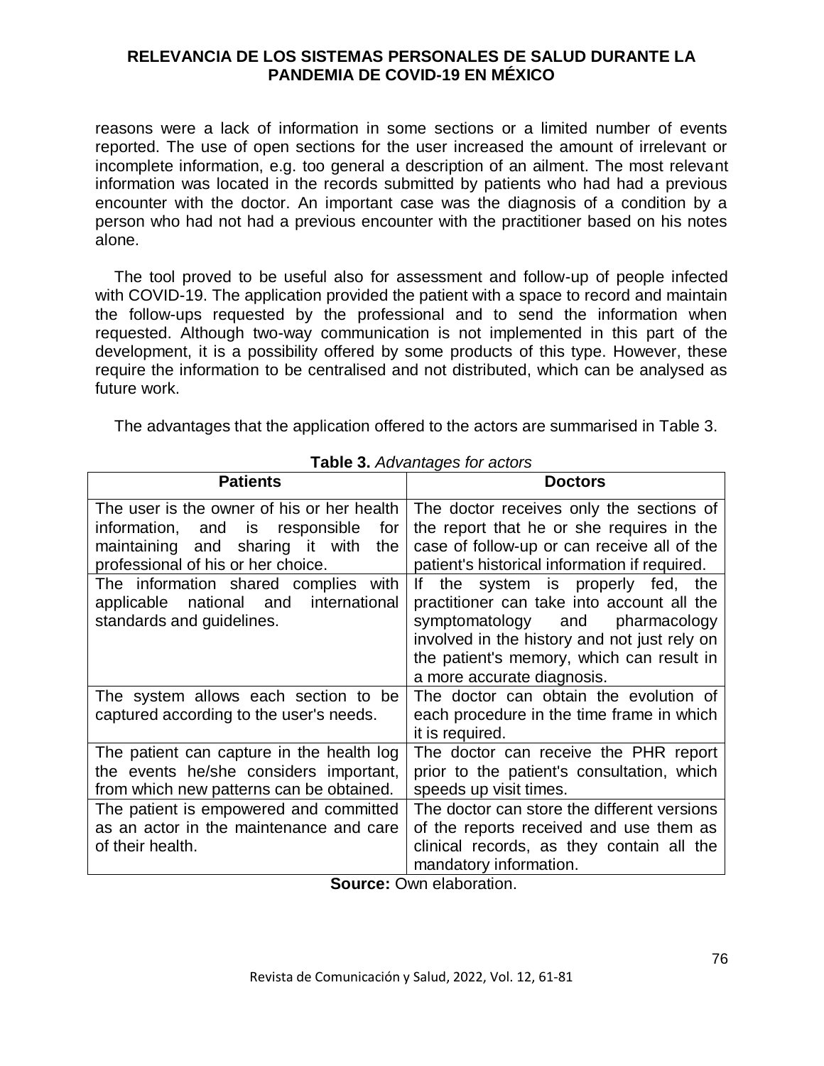reasons were a lack of information in some sections or a limited number of events reported. The use of open sections for the user increased the amount of irrelevant or incomplete information, e.g. too general a description of an ailment. The most relevant information was located in the records submitted by patients who had had a previous encounter with the doctor. An important case was the diagnosis of a condition by a person who had not had a previous encounter with the practitioner based on his notes alone.

The tool proved to be useful also for assessment and follow-up of people infected with COVID-19. The application provided the patient with a space to record and maintain the follow-ups requested by the professional and to send the information when requested. Although two-way communication is not implemented in this part of the development, it is a possibility offered by some products of this type. However, these require the information to be centralised and not distributed, which can be analysed as future work.

The advantages that the application offered to the actors are summarised in Table 3.

**Table 3.** *Advantages for actors*

| Patients | Doctors |
|---|---|
| The user is the owner of his or her health information, and is responsible for maintaining and sharing it with the professional of his or her choice. | The doctor receives only the sections of the report that he or she requires in the case of follow-up or can receive all of the patient's historical information if required. |
| The information shared complies with applicable national and international standards and guidelines. | If the system is properly fed, the practitioner can take into account all the symptomatology and pharmacology involved in the history and not just rely on the patient's memory, which can result in a more accurate diagnosis. |
| The system allows each section to be captured according to the user's needs. | The doctor can obtain the evolution of each procedure in the time frame in which it is required. |
| The patient can capture in the health log the events he/she considers important, from which new patterns can be obtained. | The doctor can receive the PHR report prior to the patient's consultation, which speeds up visit times. |
| The patient is empowered and committed as an actor in the maintenance and care of their health. | The doctor can store the different versions of the reports received and use them as clinical records, as they contain all the mandatory information. |

**Source:** Own elaboration.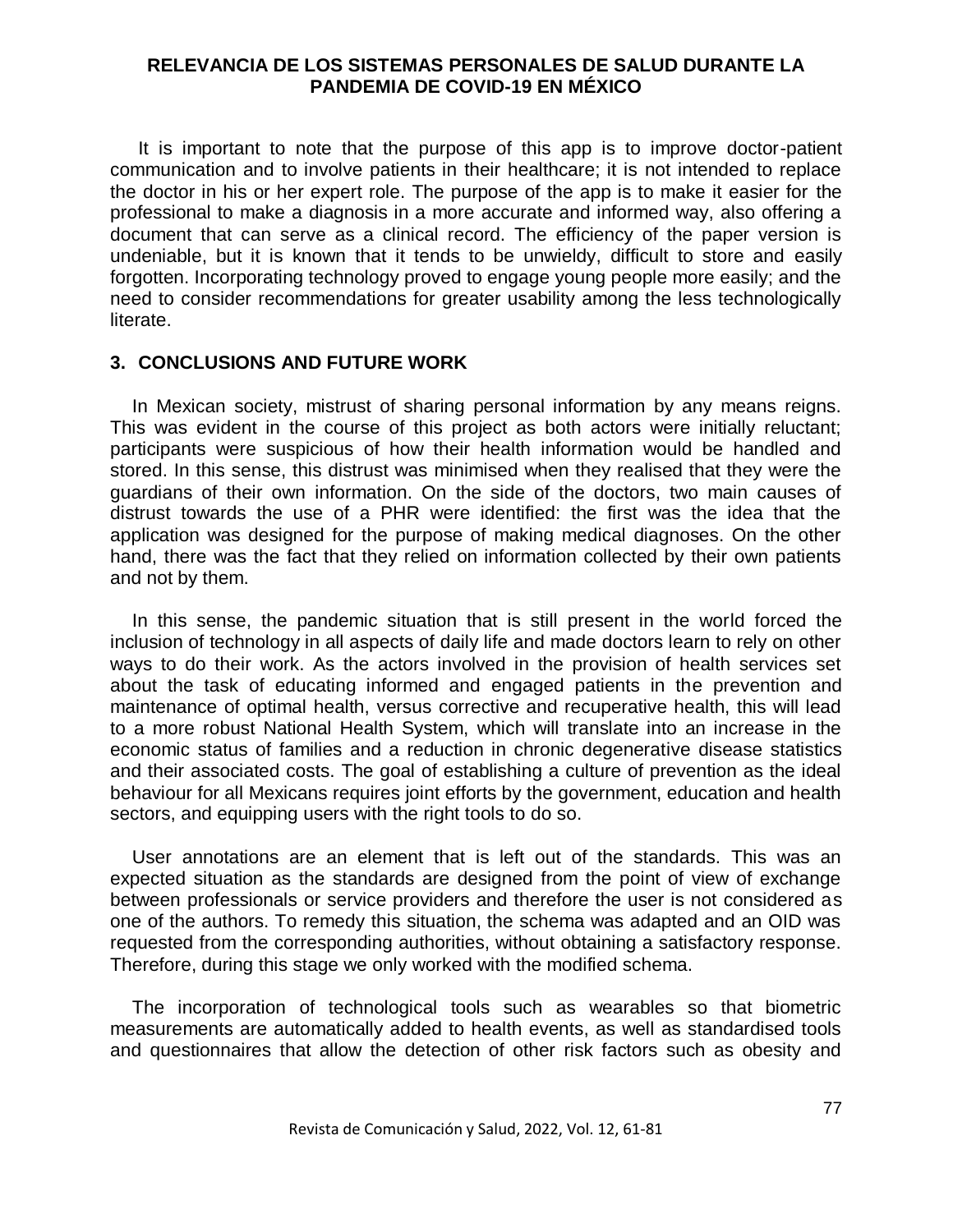It is important to note that the purpose of this app is to improve doctor-patient communication and to involve patients in their healthcare; it is not intended to replace the doctor in his or her expert role. The purpose of the app is to make it easier for the professional to make a diagnosis in a more accurate and informed way, also offering a document that can serve as a clinical record. The efficiency of the paper version is undeniable, but it is known that it tends to be unwieldy, difficult to store and easily forgotten. Incorporating technology proved to engage young people more easily; and the need to consider recommendations for greater usability among the less technologically literate.

## 3. CONCLUSIONS AND FUTURE WORK

In Mexican society, mistrust of sharing personal information by any means reigns. This was evident in the course of this project as both actors were initially reluctant; participants were suspicious of how their health information would be handled and stored. In this sense, this distrust was minimised when they realised that they were the guardians of their own information. On the side of the doctors, two main causes of distrust towards the use of a PHR were identified: the first was the idea that the application was designed for the purpose of making medical diagnoses. On the other hand, there was the fact that they relied on information collected by their own patients and not by them.

In this sense, the pandemic situation that is still present in the world forced the inclusion of technology in all aspects of daily life and made doctors learn to rely on other ways to do their work. As the actors involved in the provision of health services set about the task of educating informed and engaged patients in the prevention and maintenance of optimal health, versus corrective and recuperative health, this will lead to a more robust National Health System, which will translate into an increase in the economic status of families and a reduction in chronic degenerative disease statistics and their associated costs. The goal of establishing a culture of prevention as the ideal behaviour for all Mexicans requires joint efforts by the government, education and health sectors, and equipping users with the right tools to do so.

User annotations are an element that is left out of the standards. This was an expected situation as the standards are designed from the point of view of exchange between professionals or service providers and therefore the user is not considered as one of the authors. To remedy this situation, the schema was adapted and an OID was requested from the corresponding authorities, without obtaining a satisfactory response. Therefore, during this stage we only worked with the modified schema.

The incorporation of technological tools such as wearables so that biometric measurements are automatically added to health events, as well as standardised tools and questionnaires that allow the detection of other risk factors such as obesity and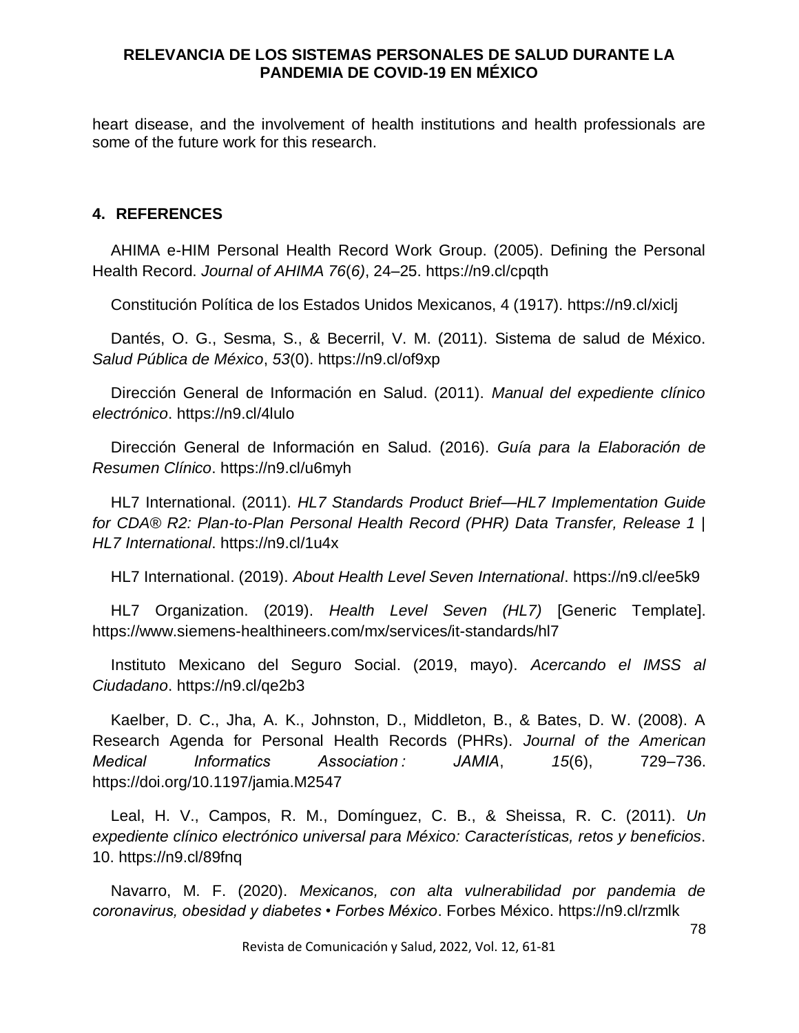heart disease, and the involvement of health institutions and health professionals are some of the future work for this research.

## 4. REFERENCES

AHIMA e-HIM Personal Health Record Work Group. (2005). Defining the Personal Health Record. *Journal of AHIMA 76*(*6)*, 24–25. https://n9.cl/cpqth

Constitución Política de los Estados Unidos Mexicanos, 4 (1917). https://n9.cl/xiclj

Dantés, O. G., Sesma, S., & Becerril, V. M. (2011). Sistema de salud de México. *Salud Pública de México*, *53*(0). https://n9.cl/of9xp

Dirección General de Información en Salud. (2011). *Manual del expediente clínico electrónico*. https://n9.cl/4lulo

Dirección General de Información en Salud. (2016). *Guía para la Elaboración de Resumen Clínico*. https://n9.cl/u6myh

HL7 International. (2011). *HL7 Standards Product Brief—HL7 Implementation Guide for CDA® R2: Plan-to-Plan Personal Health Record (PHR) Data Transfer, Release 1 | HL7 International*. https://n9.cl/1u4x

HL7 International. (2019). *About Health Level Seven International*. https://n9.cl/ee5k9

HL7 Organization. (2019). *Health Level Seven (HL7)* [Generic Template]. https://www.siemens-healthineers.com/mx/services/it-standards/hl7

Instituto Mexicano del Seguro Social. (2019, mayo). *Acercando el IMSS al Ciudadano*. https://n9.cl/qe2b3

Kaelber, D. C., Jha, A. K., Johnston, D., Middleton, B., & Bates, D. W. (2008). A Research Agenda for Personal Health Records (PHRs). *Journal of the American Medical Informatics Association : JAMIA*, *15*(6), 729–736. https://doi.org/10.1197/jamia.M2547

Leal, H. V., Campos, R. M., Domínguez, C. B., & Sheissa, R. C. (2011). *Un expediente clínico electrónico universal para México: Características, retos y beneficios*. 10. https://n9.cl/89fnq

Navarro, M. F. (2020). *Mexicanos, con alta vulnerabilidad por pandemia de coronavirus, obesidad y diabetes • Forbes México*. Forbes México. https://n9.cl/rzmlk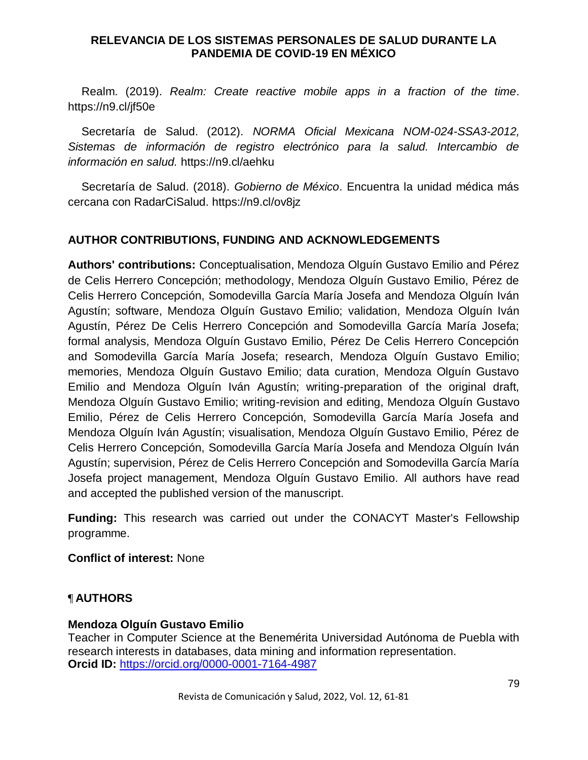Realm. (2019). *Realm: Create reactive mobile apps in a fraction of the time*. https://n9.cl/jf50e

Secretaría de Salud. (2012). *NORMA Oficial Mexicana NOM-024-SSA3-2012, Sistemas de información de registro electrónico para la salud. Intercambio de información en salud.* https://n9.cl/aehku

Secretaría de Salud. (2018). *Gobierno de México*. Encuentra la unidad médica más cercana con RadarCiSalud. https://n9.cl/ov8jz

## AUTHOR CONTRIBUTIONS, FUNDING AND ACKNOWLEDGEMENTS

**Authors' contributions:** Conceptualisation, Mendoza Olguín Gustavo Emilio and Pérez de Celis Herrero Concepción; methodology, Mendoza Olguín Gustavo Emilio, Pérez de Celis Herrero Concepción, Somodevilla García María Josefa and Mendoza Olguín Iván Agustín; software, Mendoza Olguín Gustavo Emilio; validation, Mendoza Olguín Iván Agustín, Pérez De Celis Herrero Concepción and Somodevilla García María Josefa; formal analysis, Mendoza Olguín Gustavo Emilio, Pérez De Celis Herrero Concepción and Somodevilla García María Josefa; research, Mendoza Olguín Gustavo Emilio; memories, Mendoza Olguín Gustavo Emilio; data curation, Mendoza Olguín Gustavo Emilio and Mendoza Olguín Iván Agustín; writing-preparation of the original draft, Mendoza Olguín Gustavo Emilio; writing-revision and editing, Mendoza Olguín Gustavo Emilio, Pérez de Celis Herrero Concepción, Somodevilla García María Josefa and Mendoza Olguín Iván Agustín; visualisation, Mendoza Olguín Gustavo Emilio, Pérez de Celis Herrero Concepción, Somodevilla García María Josefa and Mendoza Olguín Iván Agustín; supervision, Pérez de Celis Herrero Concepción and Somodevilla García María Josefa project management, Mendoza Olguín Gustavo Emilio. All authors have read and accepted the published version of the manuscript.

**Funding:** This research was carried out under the CONACYT Master's Fellowship programme.

**Conflict of interest:** None

## ¶ AUTHORS

**Mendoza Olguín Gustavo Emilio**
Teacher in Computer Science at the Benemérita Universidad Autónoma de Puebla with research interests in databases, data mining and information representation.
**Orcid ID:** https://orcid.org/0000-0001-7164-4987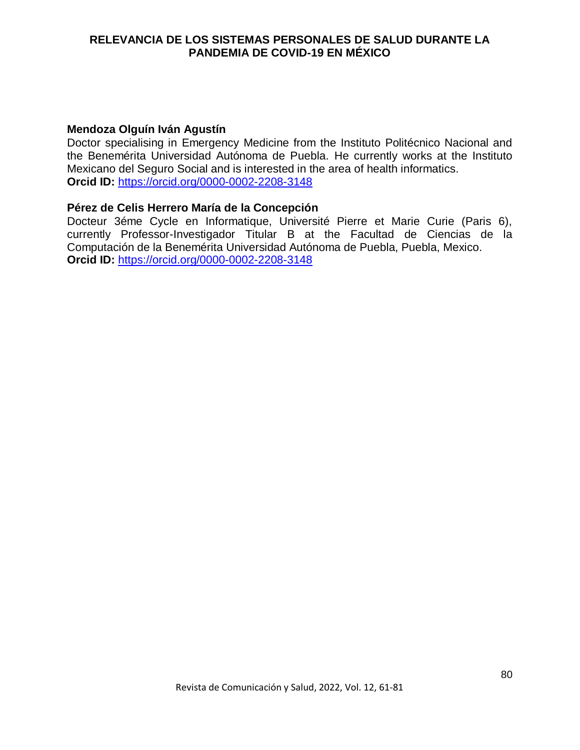**Mendoza Olguín Iván Agustín**
Doctor specialising in Emergency Medicine from the Instituto Politécnico Nacional and the Benemérita Universidad Autónoma de Puebla. He currently works at the Instituto Mexicano del Seguro Social and is interested in the area of health informatics.
**Orcid ID:** https://orcid.org/0000-0002-2208-3148

**Pérez de Celis Herrero María de la Concepción**
Docteur 3éme Cycle en Informatique, Université Pierre et Marie Curie (Paris 6), currently Professor-Investigador Titular B at the Facultad de Ciencias de la Computación de la Benemérita Universidad Autónoma de Puebla, Puebla, Mexico.
**Orcid ID:** https://orcid.org/0000-0002-2208-3148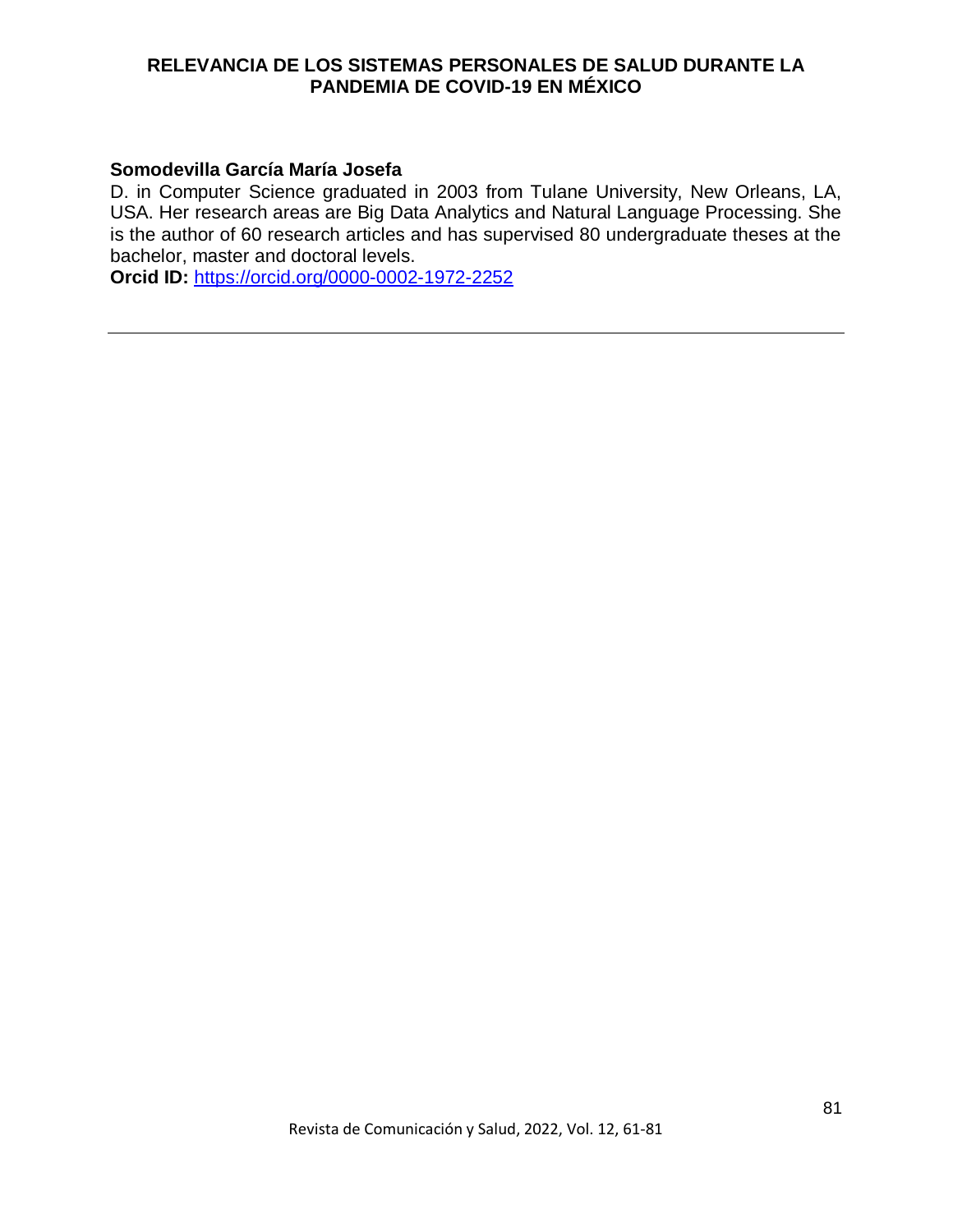**Somodevilla García María Josefa**

D. in Computer Science graduated in 2003 from Tulane University, New Orleans, LA, USA. Her research areas are Big Data Analytics and Natural Language Processing. She is the author of 60 research articles and has supervised 80 undergraduate theses at the bachelor, master and doctoral levels.

**Orcid ID:** https://orcid.org/0000-0002-1972-2252